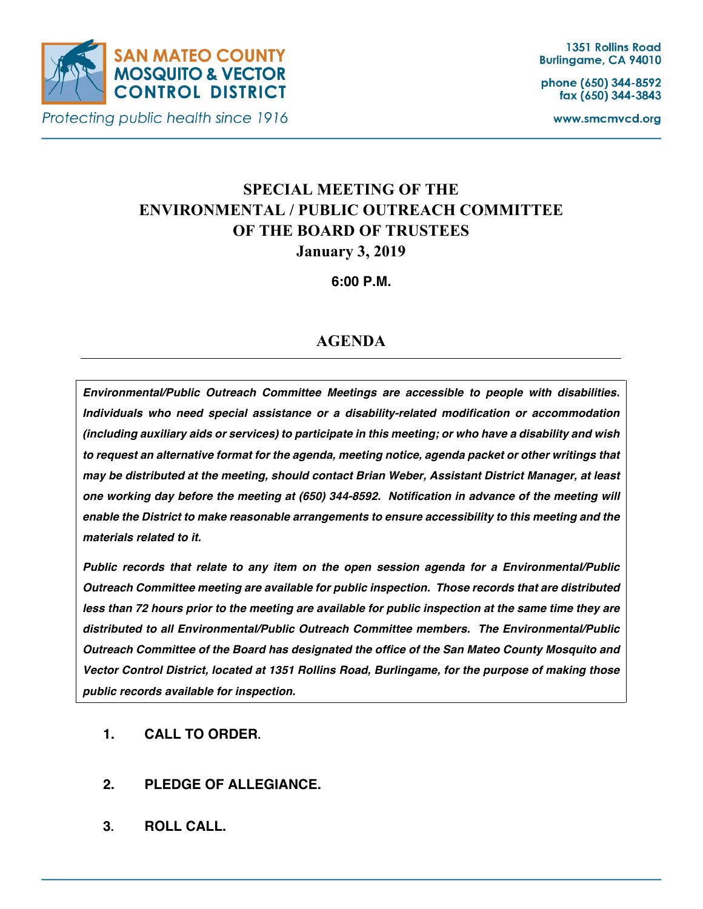SAN MATEO COUNTY MOSQUITO & VECTOR CONTROL DISTRICT

*Protecting public health since 1916*

1351 Rollins Road
Burlingame, CA 94010

phone (650) 344-8592
fax (650) 344-3843

www.smcmvcd.org

# SPECIAL MEETING OF THE ENVIRONMENTAL / PUBLIC OUTREACH COMMITTEE OF THE BOARD OF TRUSTEES

**January 3, 2019**

**6:00 P.M.**

## AGENDA

***Environmental/Public Outreach Committee Meetings are accessible to people with disabilities. Individuals who need special assistance or a disability-related modification or accommodation (including auxiliary aids or services) to participate in this meeting; or who have a disability and wish to request an alternative format for the agenda, meeting notice, agenda packet or other writings that may be distributed at the meeting, should contact Brian Weber, Assistant District Manager, at least one working day before the meeting at (650) 344-8592. Notification in advance of the meeting will enable the District to make reasonable arrangements to ensure accessibility to this meeting and the materials related to it.***

***Public records that relate to any item on the open session agenda for a Environmental/Public Outreach Committee meeting are available for public inspection. Those records that are distributed less than 72 hours prior to the meeting are available for public inspection at the same time they are distributed to all Environmental/Public Outreach Committee members. The Environmental/Public Outreach Committee of the Board has designated the office of the San Mateo County Mosquito and Vector Control District, located at 1351 Rollins Road, Burlingame, for the purpose of making those public records available for inspection.***

1. **CALL TO ORDER.**

2. **PLEDGE OF ALLEGIANCE.**

3. **ROLL CALL.**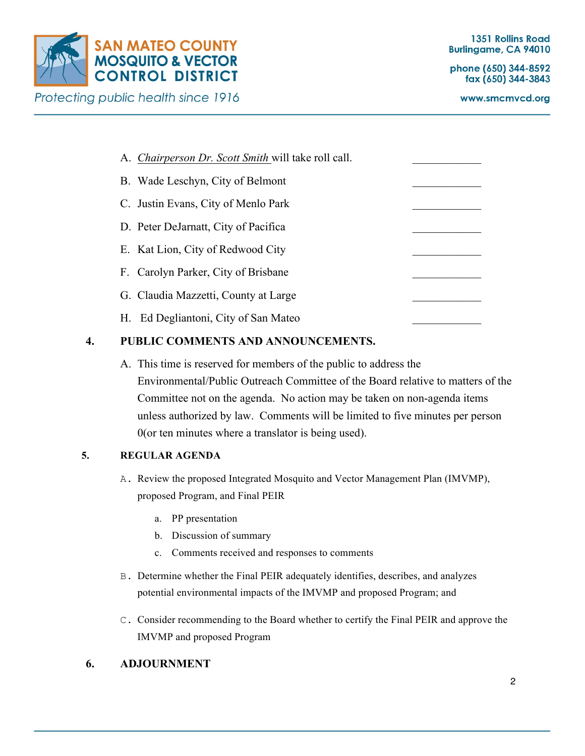**SAN MATEO COUNTY MOSQUITO & VECTOR CONTROL DISTRICT**

*Protecting public health since 1916*

1351 Rollins Road
Burlingame, CA 94010

phone (650) 344-8592
fax (650) 344-3843

www.smcmvcd.org

A. *Chairperson Dr. Scott Smith* will take roll call. ____________

B. Wade Leschyn, City of Belmont ____________

C. Justin Evans, City of Menlo Park ____________

D. Peter DeJarnatt, City of Pacifica ____________

E. Kat Lion, City of Redwood City ____________

F. Carolyn Parker, City of Brisbane ____________

G. Claudia Mazzetti, County at Large ____________

H. Ed Degliantoni, City of San Mateo ____________

**4. PUBLIC COMMENTS AND ANNOUNCEMENTS.**

A. This time is reserved for members of the public to address the Environmental/Public Outreach Committee of the Board relative to matters of the Committee not on the agenda. No action may be taken on non-agenda items unless authorized by law. Comments will be limited to five minutes per person 0(or ten minutes where a translator is being used).

**5. REGULAR AGENDA**

A. Review the proposed Integrated Mosquito and Vector Management Plan (IMVMP), proposed Program, and Final PEIR

   a. PP presentation
   b. Discussion of summary
   c. Comments received and responses to comments

B. Determine whether the Final PEIR adequately identifies, describes, and analyzes potential environmental impacts of the IMVMP and proposed Program; and

C. Consider recommending to the Board whether to certify the Final PEIR and approve the IMVMP and proposed Program

**6. ADJOURNMENT**